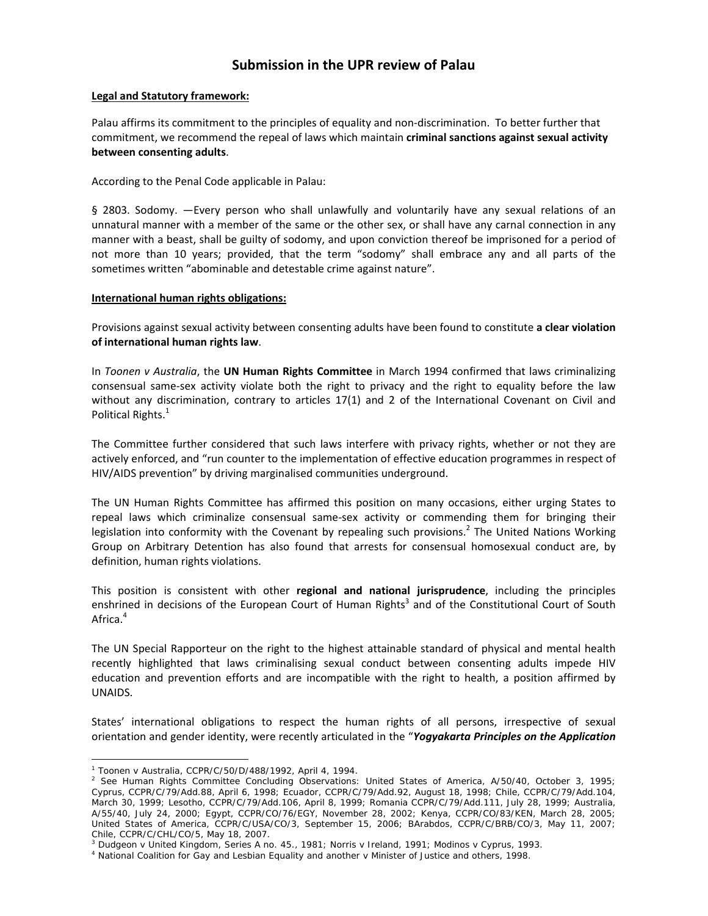# Submission in the UPR review of Palau

**Legal and Statutory framework:**

Palau affirms its commitment to the principles of equality and non-discrimination. To better further that commitment, we recommend the repeal of laws which maintain **criminal sanctions against sexual activity between consenting adults**.

According to the Penal Code applicable in Palau:

§ 2803. Sodomy. —Every person who shall unlawfully and voluntarily have any sexual relations of an unnatural manner with a member of the same or the other sex, or shall have any carnal connection in any manner with a beast, shall be guilty of sodomy, and upon conviction thereof be imprisoned for a period of not more than 10 years; provided, that the term "sodomy" shall embrace any and all parts of the sometimes written "abominable and detestable crime against nature".

**International human rights obligations:**

Provisions against sexual activity between consenting adults have been found to constitute **a clear violation of international human rights law**.

In *Toonen v Australia*, the **UN Human Rights Committee** in March 1994 confirmed that laws criminalizing consensual same-sex activity violate both the right to privacy and the right to equality before the law without any discrimination, contrary to articles 17(1) and 2 of the International Covenant on Civil and Political Rights.[1]

The Committee further considered that such laws interfere with privacy rights, whether or not they are actively enforced, and "run counter to the implementation of effective education programmes in respect of HIV/AIDS prevention" by driving marginalised communities underground.

The UN Human Rights Committee has affirmed this position on many occasions, either urging States to repeal laws which criminalize consensual same-sex activity or commending them for bringing their legislation into conformity with the Covenant by repealing such provisions.[2] The United Nations Working Group on Arbitrary Detention has also found that arrests for consensual homosexual conduct are, by definition, human rights violations.

This position is consistent with other **regional and national jurisprudence**, including the principles enshrined in decisions of the European Court of Human Rights[3] and of the Constitutional Court of South Africa.[4]

The UN Special Rapporteur on the right to the highest attainable standard of physical and mental health recently highlighted that laws criminalising sexual conduct between consenting adults impede HIV education and prevention efforts and are incompatible with the right to health, a position affirmed by UNAIDS.

States' international obligations to respect the human rights of all persons, irrespective of sexual orientation and gender identity, were recently articulated in the "***Yogyakarta Principles on the Application***

---

[1] Toonen v Australia, CCPR/C/50/D/488/1992, April 4, 1994.

[2] See Human Rights Committee Concluding Observations: United States of America, A/50/40, October 3, 1995; Cyprus, CCPR/C/79/Add.88, April 6, 1998; Ecuador, CCPR/C/79/Add.92, August 18, 1998; Chile, CCPR/C/79/Add.104, March 30, 1999; Lesotho, CCPR/C/79/Add.106, April 8, 1999; Romania CCPR/C/79/Add.111, July 28, 1999; Australia, A/55/40, July 24, 2000; Egypt, CCPR/CO/76/EGY, November 28, 2002; Kenya, CCPR/CO/83/KEN, March 28, 2005; United States of America, CCPR/C/USA/CO/3, September 15, 2006; BArabdos, CCPR/C/BRB/CO/3, May 11, 2007; Chile, CCPR/C/CHL/CO/5, May 18, 2007.

[3] Dudgeon v United Kingdom, Series A no. 45., 1981; Norris v Ireland, 1991; Modinos v Cyprus, 1993.

[4] National Coalition for Gay and Lesbian Equality and another v Minister of Justice and others, 1998.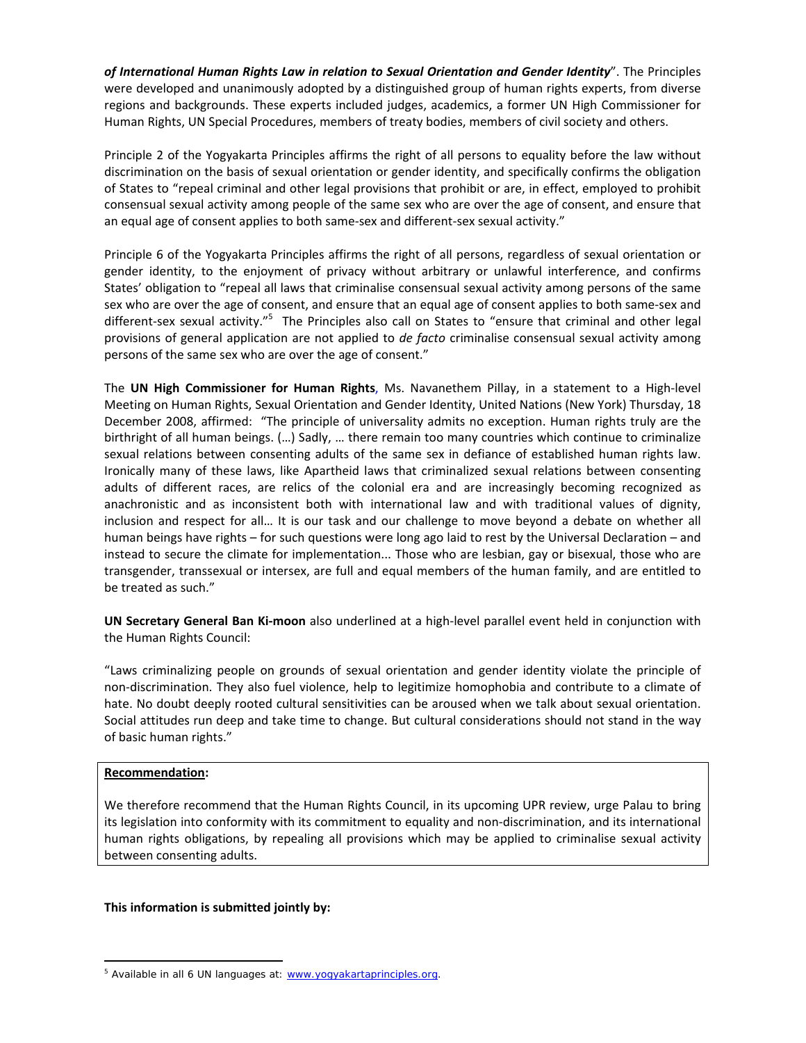***of International Human Rights Law in relation to Sexual Orientation and Gender Identity***". The Principles were developed and unanimously adopted by a distinguished group of human rights experts, from diverse regions and backgrounds. These experts included judges, academics, a former UN High Commissioner for Human Rights, UN Special Procedures, members of treaty bodies, members of civil society and others.

Principle 2 of the Yogyakarta Principles affirms the right of all persons to equality before the law without discrimination on the basis of sexual orientation or gender identity, and specifically confirms the obligation of States to "repeal criminal and other legal provisions that prohibit or are, in effect, employed to prohibit consensual sexual activity among people of the same sex who are over the age of consent, and ensure that an equal age of consent applies to both same-sex and different-sex sexual activity."

Principle 6 of the Yogyakarta Principles affirms the right of all persons, regardless of sexual orientation or gender identity, to the enjoyment of privacy without arbitrary or unlawful interference, and confirms States' obligation to "repeal all laws that criminalise consensual sexual activity among persons of the same sex who are over the age of consent, and ensure that an equal age of consent applies to both same-sex and different-sex sexual activity."[5] The Principles also call on States to "ensure that criminal and other legal provisions of general application are not applied to *de facto* criminalise consensual sexual activity among persons of the same sex who are over the age of consent."

The **UN High Commissioner for Human Rights**, Ms. Navanethem Pillay, in a statement to a High-level Meeting on Human Rights, Sexual Orientation and Gender Identity, United Nations (New York) Thursday, 18 December 2008, affirmed: "The principle of universality admits no exception. Human rights truly are the birthright of all human beings. (…) Sadly, … there remain too many countries which continue to criminalize sexual relations between consenting adults of the same sex in defiance of established human rights law. Ironically many of these laws, like Apartheid laws that criminalized sexual relations between consenting adults of different races, are relics of the colonial era and are increasingly becoming recognized as anachronistic and as inconsistent both with international law and with traditional values of dignity, inclusion and respect for all… It is our task and our challenge to move beyond a debate on whether all human beings have rights – for such questions were long ago laid to rest by the Universal Declaration – and instead to secure the climate for implementation... Those who are lesbian, gay or bisexual, those who are transgender, transsexual or intersex, are full and equal members of the human family, and are entitled to be treated as such."

**UN Secretary General Ban Ki-moon** also underlined at a high-level parallel event held in conjunction with the Human Rights Council:

"Laws criminalizing people on grounds of sexual orientation and gender identity violate the principle of non-discrimination. They also fuel violence, help to legitimize homophobia and contribute to a climate of hate. No doubt deeply rooted cultural sensitivities can be aroused when we talk about sexual orientation. Social attitudes run deep and take time to change. But cultural considerations should not stand in the way of basic human rights."

**Recommendation:**

We therefore recommend that the Human Rights Council, in its upcoming UPR review, urge Palau to bring its legislation into conformity with its commitment to equality and non-discrimination, and its international human rights obligations, by repealing all provisions which may be applied to criminalise sexual activity between consenting adults.

**This information is submitted jointly by:**

[5] Available in all 6 UN languages at: www.yogyakartaprinciples.org.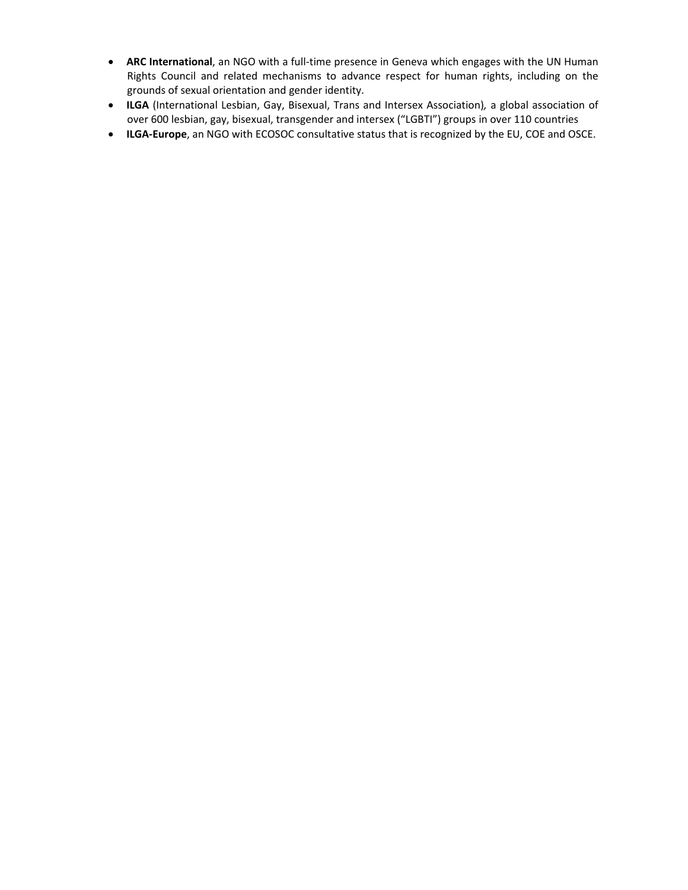- **ARC International**, an NGO with a full-time presence in Geneva which engages with the UN Human Rights Council and related mechanisms to advance respect for human rights, including on the grounds of sexual orientation and gender identity.
- **ILGA** (International Lesbian, Gay, Bisexual, Trans and Intersex Association), a global association of over 600 lesbian, gay, bisexual, transgender and intersex ("LGBTI") groups in over 110 countries
- **ILGA-Europe**, an NGO with ECOSOC consultative status that is recognized by the EU, COE and OSCE.